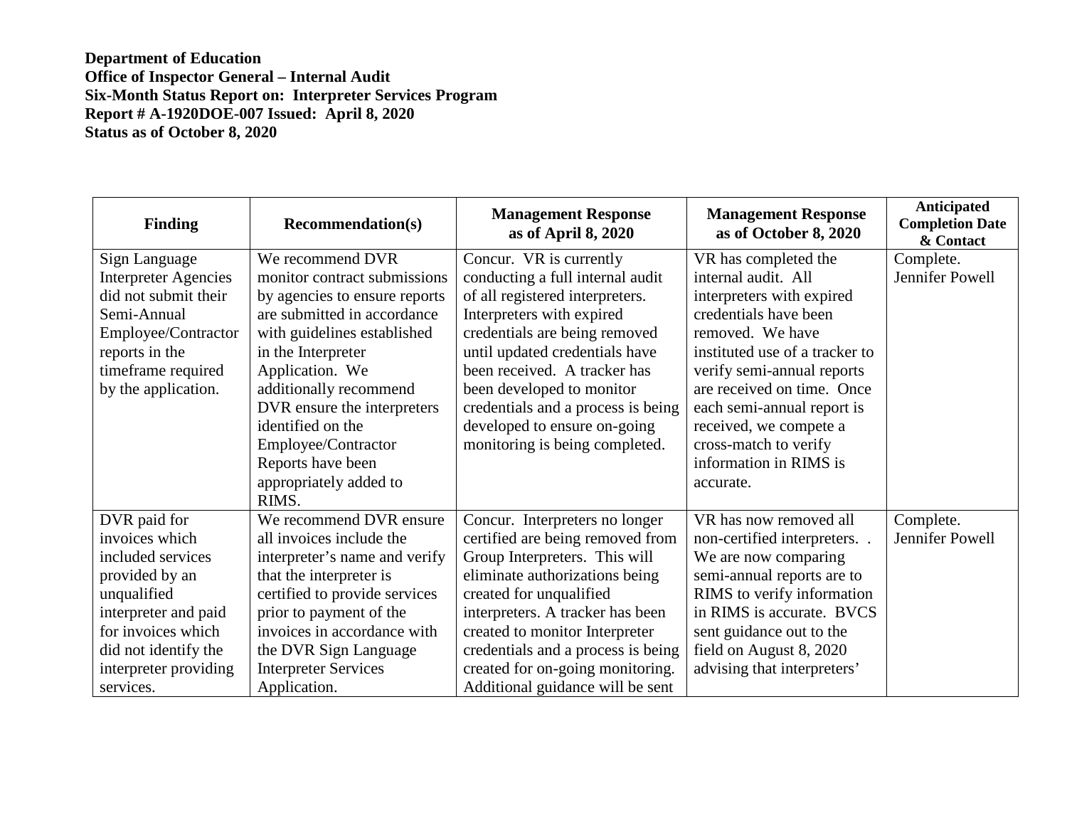**Department of Education**
**Office of Inspector General – Internal Audit**
**Six-Month Status Report on: Interpreter Services Program**
**Report # A-1920DOE-007 Issued: April 8, 2020**
**Status as of October 8, 2020**

| Finding | Recommendation(s) | Management Response as of April 8, 2020 | Management Response as of October 8, 2020 | Anticipated Completion Date & Contact |
|---|---|---|---|---|
| Sign Language Interpreter Agencies did not submit their Semi-Annual Employee/Contractor reports in the timeframe required by the application. | We recommend DVR monitor contract submissions by agencies to ensure reports are submitted in accordance with guidelines established in the Interpreter Application. We additionally recommend DVR ensure the interpreters identified on the Employee/Contractor Reports have been appropriately added to RIMS. | Concur. VR is currently conducting a full internal audit of all registered interpreters. Interpreters with expired credentials are being removed until updated credentials have been received. A tracker has been developed to monitor credentials and a process is being developed to ensure on-going monitoring is being completed. | VR has completed the internal audit. All interpreters with expired credentials have been removed. We have instituted use of a tracker to verify semi-annual reports are received on time. Once each semi-annual report is received, we compete a cross-match to verify information in RIMS is accurate. | Complete. Jennifer Powell |
| DVR paid for invoices which included services provided by an unqualified interpreter and paid for invoices which did not identify the interpreter providing services. | We recommend DVR ensure all invoices include the interpreter's name and verify that the interpreter is certified to provide services prior to payment of the invoices in accordance with the DVR Sign Language Interpreter Services Application. | Concur. Interpreters no longer certified are being removed from Group Interpreters. This will eliminate authorizations being created for unqualified interpreters. A tracker has been created to monitor Interpreter credentials and a process is being created for on-going monitoring. Additional guidance will be sent | VR has now removed all non-certified interpreters. . We are now comparing semi-annual reports are to RIMS to verify information in RIMS is accurate. BVCS sent guidance out to the field on August 8, 2020 advising that interpreters' | Complete. Jennifer Powell |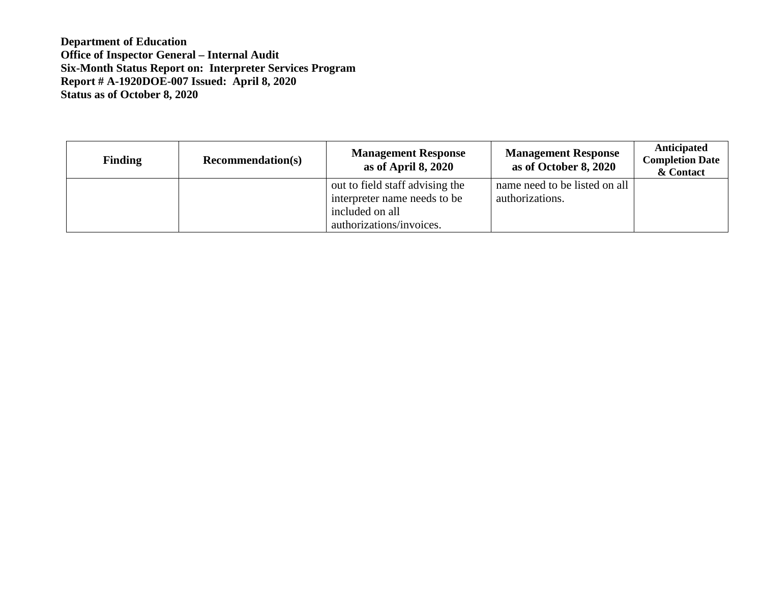**Department of Education**
**Office of Inspector General – Internal Audit**
**Six-Month Status Report on: Interpreter Services Program**
**Report # A-1920DOE-007 Issued: April 8, 2020**
**Status as of October 8, 2020**

| Finding | Recommendation(s) | Management Response as of April 8, 2020 | Management Response as of October 8, 2020 | Anticipated Completion Date & Contact |
|---|---|---|---|---|
| | | out to field staff advising the interpreter name needs to be included on all authorizations/invoices. | name need to be listed on all authorizations. | |